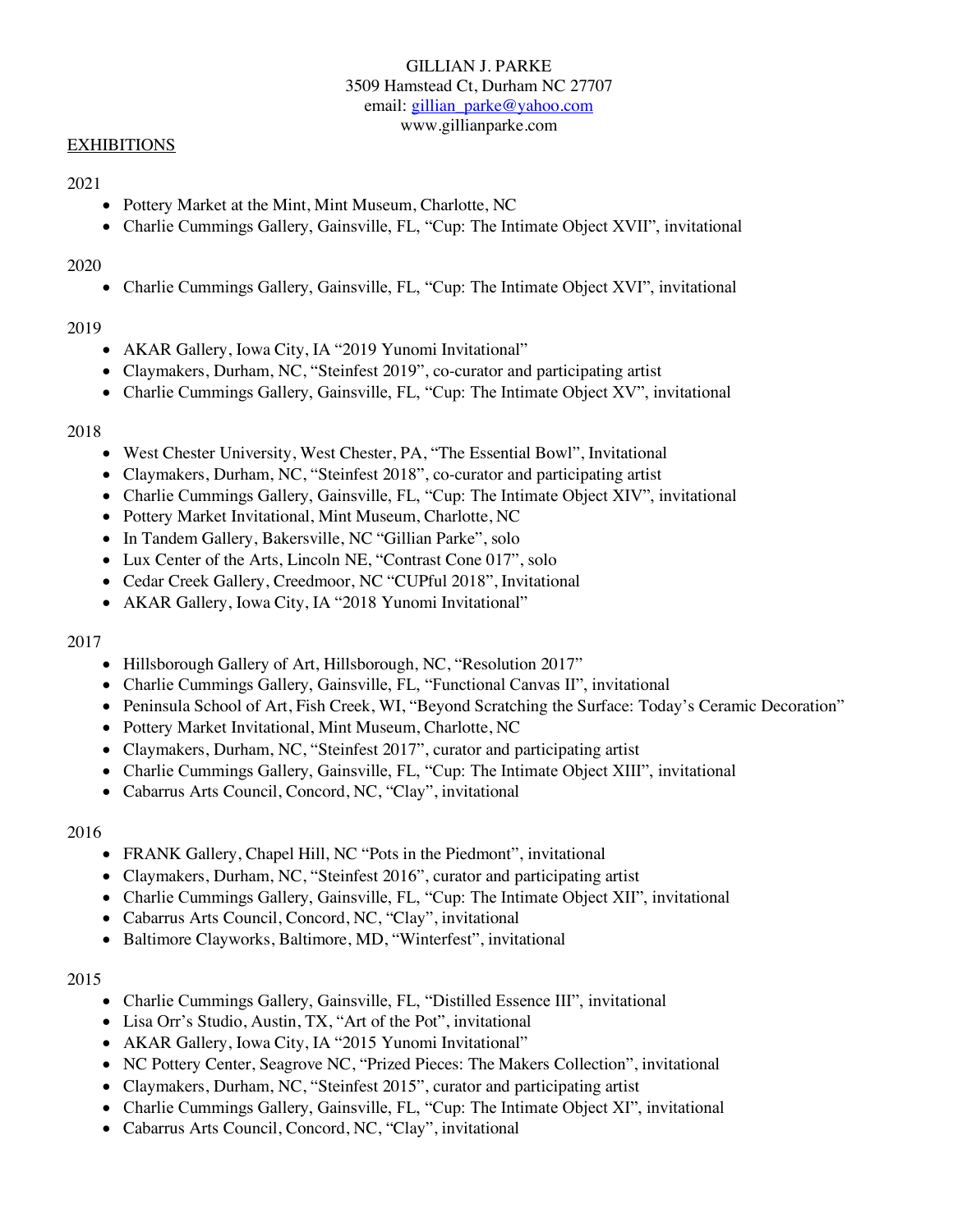GILLIAN J. PARKE
3509 Hamstead Ct, Durham NC 27707
email: gillian_parke@yahoo.com
www.gillianparke.com

## EXHIBITIONS

2021

- Pottery Market at the Mint, Mint Museum, Charlotte, NC
- Charlie Cummings Gallery, Gainsville, FL, “Cup: The Intimate Object XVII”, invitational

2020

- Charlie Cummings Gallery, Gainsville, FL, “Cup: The Intimate Object XVI”, invitational

2019

- AKAR Gallery, Iowa City, IA “2019 Yunomi Invitational”
- Claymakers, Durham, NC, “Steinfest 2019”, co-curator and participating artist
- Charlie Cummings Gallery, Gainsville, FL, “Cup: The Intimate Object XV”, invitational

2018

- West Chester University, West Chester, PA, “The Essential Bowl”, Invitational
- Claymakers, Durham, NC, “Steinfest 2018”, co-curator and participating artist
- Charlie Cummings Gallery, Gainsville, FL, “Cup: The Intimate Object XIV”, invitational
- Pottery Market Invitational, Mint Museum, Charlotte, NC
- In Tandem Gallery, Bakersville, NC “Gillian Parke”, solo
- Lux Center of the Arts, Lincoln NE, “Contrast Cone 017”, solo
- Cedar Creek Gallery, Creedmoor, NC “CUPful 2018”, Invitational
- AKAR Gallery, Iowa City, IA “2018 Yunomi Invitational”

2017

- Hillsborough Gallery of Art, Hillsborough, NC, “Resolution 2017”
- Charlie Cummings Gallery, Gainsville, FL, “Functional Canvas II”, invitational
- Peninsula School of Art, Fish Creek, WI, “Beyond Scratching the Surface: Today’s Ceramic Decoration”
- Pottery Market Invitational, Mint Museum, Charlotte, NC
- Claymakers, Durham, NC, “Steinfest 2017”, curator and participating artist
- Charlie Cummings Gallery, Gainsville, FL, “Cup: The Intimate Object XIII”, invitational
- Cabarrus Arts Council, Concord, NC, “Clay”, invitational

2016

- FRANK Gallery, Chapel Hill, NC “Pots in the Piedmont”, invitational
- Claymakers, Durham, NC, “Steinfest 2016”, curator and participating artist
- Charlie Cummings Gallery, Gainsville, FL, “Cup: The Intimate Object XII”, invitational
- Cabarrus Arts Council, Concord, NC, “Clay”, invitational
- Baltimore Clayworks, Baltimore, MD, “Winterfest”, invitational

2015

- Charlie Cummings Gallery, Gainsville, FL, “Distilled Essence III”, invitational
- Lisa Orr’s Studio, Austin, TX, “Art of the Pot”, invitational
- AKAR Gallery, Iowa City, IA “2015 Yunomi Invitational”
- NC Pottery Center, Seagrove NC, “Prized Pieces: The Makers Collection”, invitational
- Claymakers, Durham, NC, “Steinfest 2015”, curator and participating artist
- Charlie Cummings Gallery, Gainsville, FL, “Cup: The Intimate Object XI”, invitational
- Cabarrus Arts Council, Concord, NC, “Clay”, invitational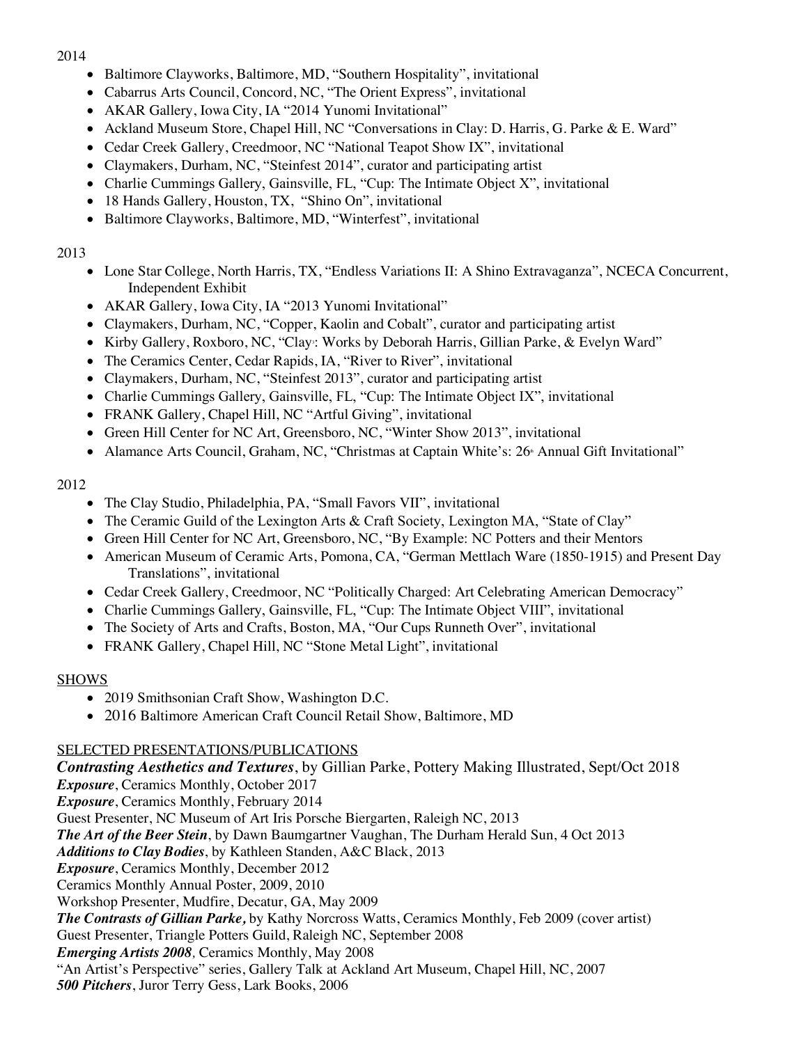2014

- Baltimore Clayworks, Baltimore, MD, "Southern Hospitality", invitational
- Cabarrus Arts Council, Concord, NC, "The Orient Express", invitational
- AKAR Gallery, Iowa City, IA "2014 Yunomi Invitational"
- Ackland Museum Store, Chapel Hill, NC "Conversations in Clay: D. Harris, G. Parke & E. Ward"
- Cedar Creek Gallery, Creedmoor, NC "National Teapot Show IX", invitational
- Claymakers, Durham, NC, "Steinfest 2014", curator and participating artist
- Charlie Cummings Gallery, Gainsville, FL, "Cup: The Intimate Object X", invitational
- 18 Hands Gallery, Houston, TX, "Shino On", invitational
- Baltimore Clayworks, Baltimore, MD, "Winterfest", invitational

2013

- Lone Star College, North Harris, TX, "Endless Variations II: A Shino Extravaganza", NCECA Concurrent, Independent Exhibit
- AKAR Gallery, Iowa City, IA "2013 Yunomi Invitational"
- Claymakers, Durham, NC, "Copper, Kaolin and Cobalt", curator and participating artist
- Kirby Gallery, Roxboro, NC, "Clay[3]: Works by Deborah Harris, Gillian Parke, & Evelyn Ward"
- The Ceramics Center, Cedar Rapids, IA, "River to River", invitational
- Claymakers, Durham, NC, "Steinfest 2013", curator and participating artist
- Charlie Cummings Gallery, Gainsville, FL, "Cup: The Intimate Object IX", invitational
- FRANK Gallery, Chapel Hill, NC "Artful Giving", invitational
- Green Hill Center for NC Art, Greensboro, NC, "Winter Show 2013", invitational
- Alamance Arts Council, Graham, NC, "Christmas at Captain White's: 26th Annual Gift Invitational"

2012

- The Clay Studio, Philadelphia, PA, "Small Favors VII", invitational
- The Ceramic Guild of the Lexington Arts & Craft Society, Lexington MA, "State of Clay"
- Green Hill Center for NC Art, Greensboro, NC, "By Example: NC Potters and their Mentors
- American Museum of Ceramic Arts, Pomona, CA, "German Mettlach Ware (1850-1915) and Present Day Translations", invitational
- Cedar Creek Gallery, Creedmoor, NC "Politically Charged: Art Celebrating American Democracy"
- Charlie Cummings Gallery, Gainsville, FL, "Cup: The Intimate Object VIII", invitational
- The Society of Arts and Crafts, Boston, MA, "Our Cups Runneth Over", invitational
- FRANK Gallery, Chapel Hill, NC "Stone Metal Light", invitational

SHOWS

- 2019 Smithsonian Craft Show, Washington D.C.
- 2016 Baltimore American Craft Council Retail Show, Baltimore, MD

SELECTED PRESENTATIONS/PUBLICATIONS

***Contrasting Aesthetics and Textures***, by Gillian Parke, Pottery Making Illustrated, Sept/Oct 2018
***Exposure***, Ceramics Monthly, October 2017
***Exposure***, Ceramics Monthly, February 2014
Guest Presenter, NC Museum of Art Iris Porsche Biergarten, Raleigh NC, 2013
***The Art of the Beer Stein***, by Dawn Baumgartner Vaughan, The Durham Herald Sun, 4 Oct 2013
***Additions to Clay Bodies***, by Kathleen Standen, A&C Black, 2013
***Exposure***, Ceramics Monthly, December 2012
Ceramics Monthly Annual Poster, 2009, 2010
Workshop Presenter, Mudfire, Decatur, GA, May 2009
***The Contrasts of Gillian Parke,*** by Kathy Norcross Watts, Ceramics Monthly, Feb 2009 (cover artist)
Guest Presenter, Triangle Potters Guild, Raleigh NC, September 2008
***Emerging Artists 2008,*** Ceramics Monthly, May 2008
"An Artist's Perspective" series, Gallery Talk at Ackland Art Museum, Chapel Hill, NC, 2007
***500 Pitchers***, Juror Terry Gess, Lark Books, 2006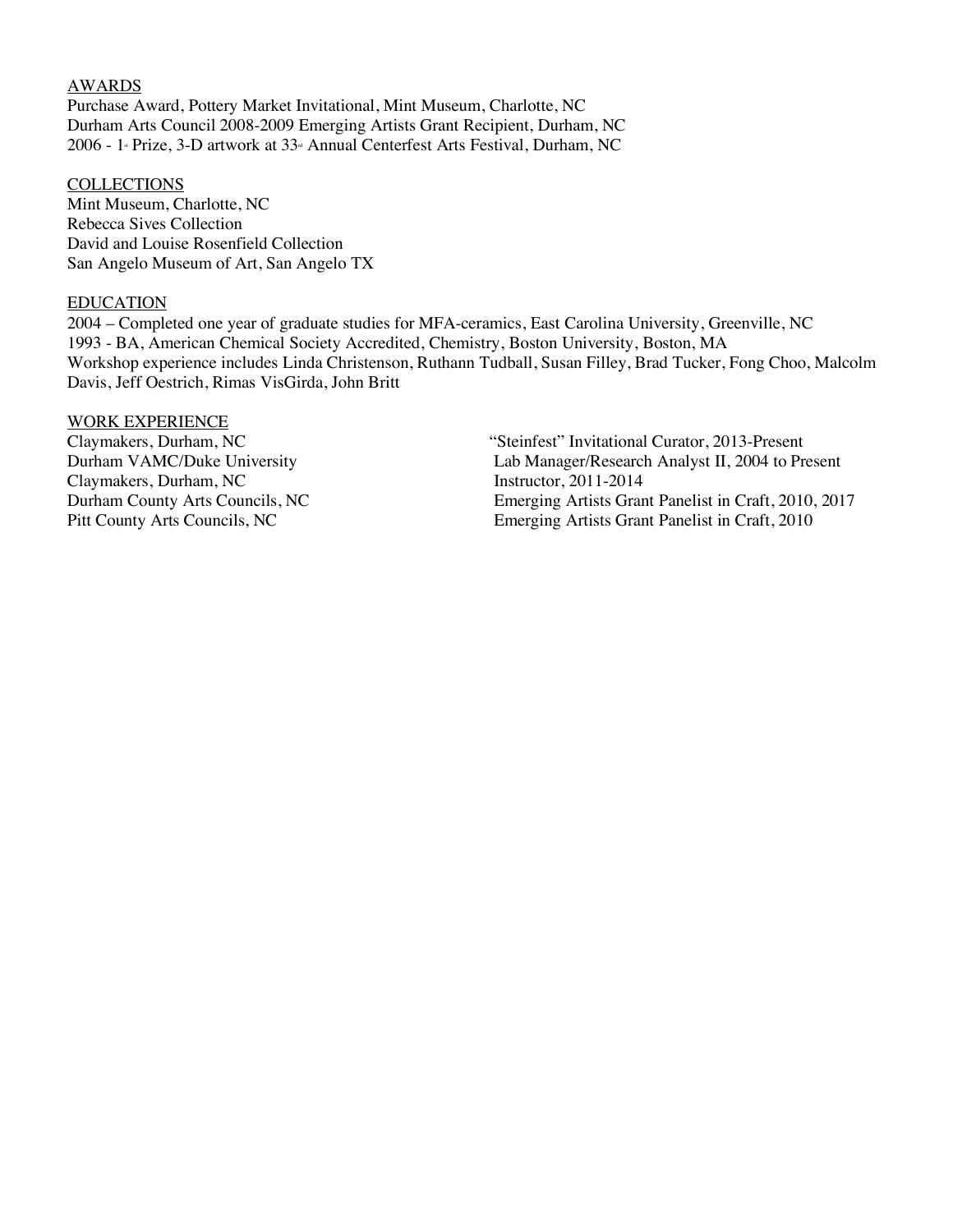## AWARDS

Purchase Award, Pottery Market Invitational, Mint Museum, Charlotte, NC
Durham Arts Council 2008-2009 Emerging Artists Grant Recipient, Durham, NC
2006 - 1st Prize, 3-D artwork at 33rd Annual Centerfest Arts Festival, Durham, NC

## COLLECTIONS

Mint Museum, Charlotte, NC
Rebecca Sives Collection
David and Louise Rosenfield Collection
San Angelo Museum of Art, San Angelo TX

## EDUCATION

2004 – Completed one year of graduate studies for MFA-ceramics, East Carolina University, Greenville, NC
1993 - BA, American Chemical Society Accredited, Chemistry, Boston University, Boston, MA
Workshop experience includes Linda Christenson, Ruthann Tudball, Susan Filley, Brad Tucker, Fong Choo, Malcolm Davis, Jeff Oestrich, Rimas VisGirda, John Britt

## WORK EXPERIENCE

| | |
|---|---|
| Claymakers, Durham, NC | "Steinfest" Invitational Curator, 2013-Present |
| Durham VAMC/Duke University | Lab Manager/Research Analyst II, 2004 to Present |
| Claymakers, Durham, NC | Instructor, 2011-2014 |
| Durham County Arts Councils, NC | Emerging Artists Grant Panelist in Craft, 2010, 2017 |
| Pitt County Arts Councils, NC | Emerging Artists Grant Panelist in Craft, 2010 |